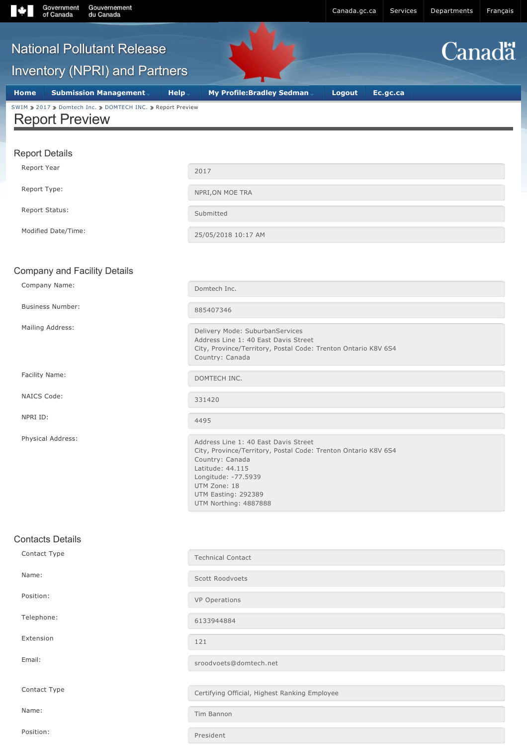Government of Canada | Gouvernement du Canada

Canada.gc.ca | Services | Departments | Français

National Pollutant Release Inventory (NPRI) and Partners

Canada

Home | Submission Management | Help | My Profile:Bradley Sedman | Logout | Ec.gc.ca

SWIM > 2017 > Domtech Inc. > DOMTECH INC. > Report Preview

# Report Preview

## Report Details

| | |
|---|---|
| Report Year | 2017 |
| Report Type: | NPRI,ON MOE TRA |
| Report Status: | Submitted |
| Modified Date/Time: | 25/05/2018 10:17 AM |

## Company and Facility Details

| | |
|---|---|
| Company Name: | Domtech Inc. |
| Business Number: | 885407346 |
| Mailing Address: | Delivery Mode: SuburbanServices<br>Address Line 1: 40 East Davis Street<br>City, Province/Territory, Postal Code: Trenton Ontario K8V 6S4<br>Country: Canada |
| Facility Name: | DOMTECH INC. |
| NAICS Code: | 331420 |
| NPRI ID: | 4495 |
| Physical Address: | Address Line 1: 40 East Davis Street<br>City, Province/Territory, Postal Code: Trenton Ontario K8V 6S4<br>Country: Canada<br>Latitude: 44.115<br>Longitude: -77.5939<br>UTM Zone: 18<br>UTM Easting: 292389<br>UTM Northing: 4887888 |

## Contacts Details

| | |
|---|---|
| Contact Type | Technical Contact |
| Name: | Scott Roodvoets |
| Position: | VP Operations |
| Telephone: | 6133944884 |
| Extension | 121 |
| Email: | sroodvoets@domtech.net |
| | |
| Contact Type | Certifying Official, Highest Ranking Employee |
| Name: | Tim Bannon |
| Position: | President |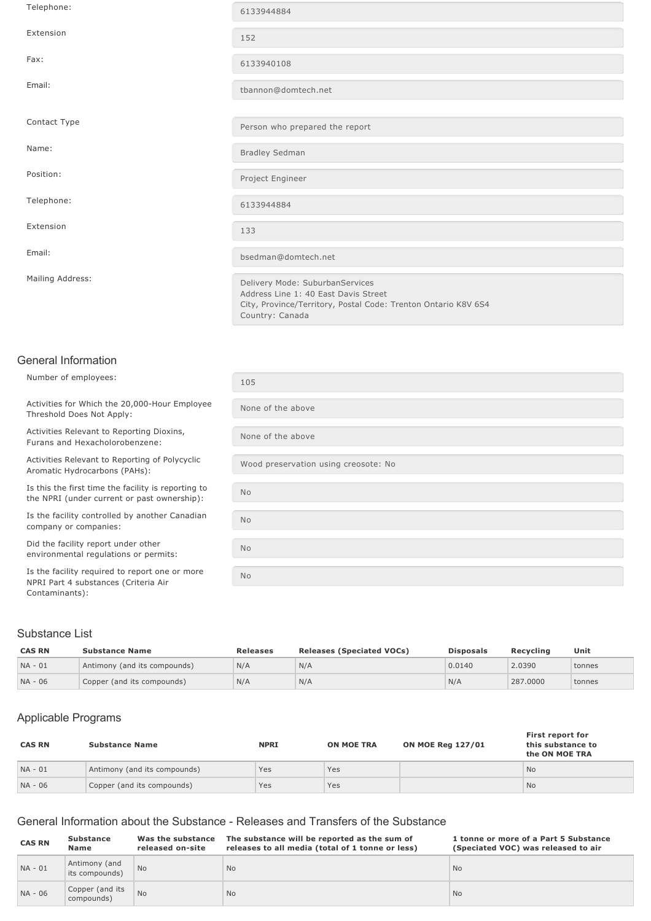| | |
|---|---|
| Telephone: | 6133944884 |
| Extension | 152 |
| Fax: | 6133940108 |
| Email: | tbannon@domtech.net |
| | |
| Contact Type | Person who prepared the report |
| Name: | Bradley Sedman |
| Position: | Project Engineer |
| Telephone: | 6133944884 |
| Extension | 133 |
| Email: | bsedman@domtech.net |
| Mailing Address: | Delivery Mode: SuburbanServices<br>Address Line 1: 40 East Davis Street<br>City, Province/Territory, Postal Code: Trenton Ontario K8V 6S4<br>Country: Canada |

## General Information

| | |
|---|---|
| Number of employees: | 105 |
| Activities for Which the 20,000-Hour Employee Threshold Does Not Apply: | None of the above |
| Activities Relevant to Reporting Dioxins, Furans and Hexacholorobenzene: | None of the above |
| Activities Relevant to Reporting of Polycyclic Aromatic Hydrocarbons (PAHs): | Wood preservation using creosote: No |
| Is this the first time the facility is reporting to the NPRI (under current or past ownership): | No |
| Is the facility controlled by another Canadian company or companies: | No |
| Did the facility report under other environmental regulations or permits: | No |
| Is the facility required to report one or more NPRI Part 4 substances (Criteria Air Contaminants): | No |

## Substance List

| CAS RN | Substance Name | Releases | Releases (Speciated VOCs) | Disposals | Recycling | Unit |
|---|---|---|---|---|---|---|
| NA - 01 | Antimony (and its compounds) | N/A | N/A | 0.0140 | 2.0390 | tonnes |
| NA - 06 | Copper (and its compounds) | N/A | N/A | N/A | 287.0000 | tonnes |

## Applicable Programs

| CAS RN | Substance Name | NPRI | ON MOE TRA | ON MOE Reg 127/01 | First report for this substance to the ON MOE TRA |
|---|---|---|---|---|---|
| NA - 01 | Antimony (and its compounds) | Yes | Yes | | No |
| NA - 06 | Copper (and its compounds) | Yes | Yes | | No |

## General Information about the Substance - Releases and Transfers of the Substance

| CAS RN | Substance Name | Was the substance released on-site | The substance will be reported as the sum of releases to all media (total of 1 tonne or less) | 1 tonne or more of a Part 5 Substance (Speciated VOC) was released to air |
|---|---|---|---|---|
| NA - 01 | Antimony (and its compounds) | No | No | No |
| NA - 06 | Copper (and its compounds) | No | No | No |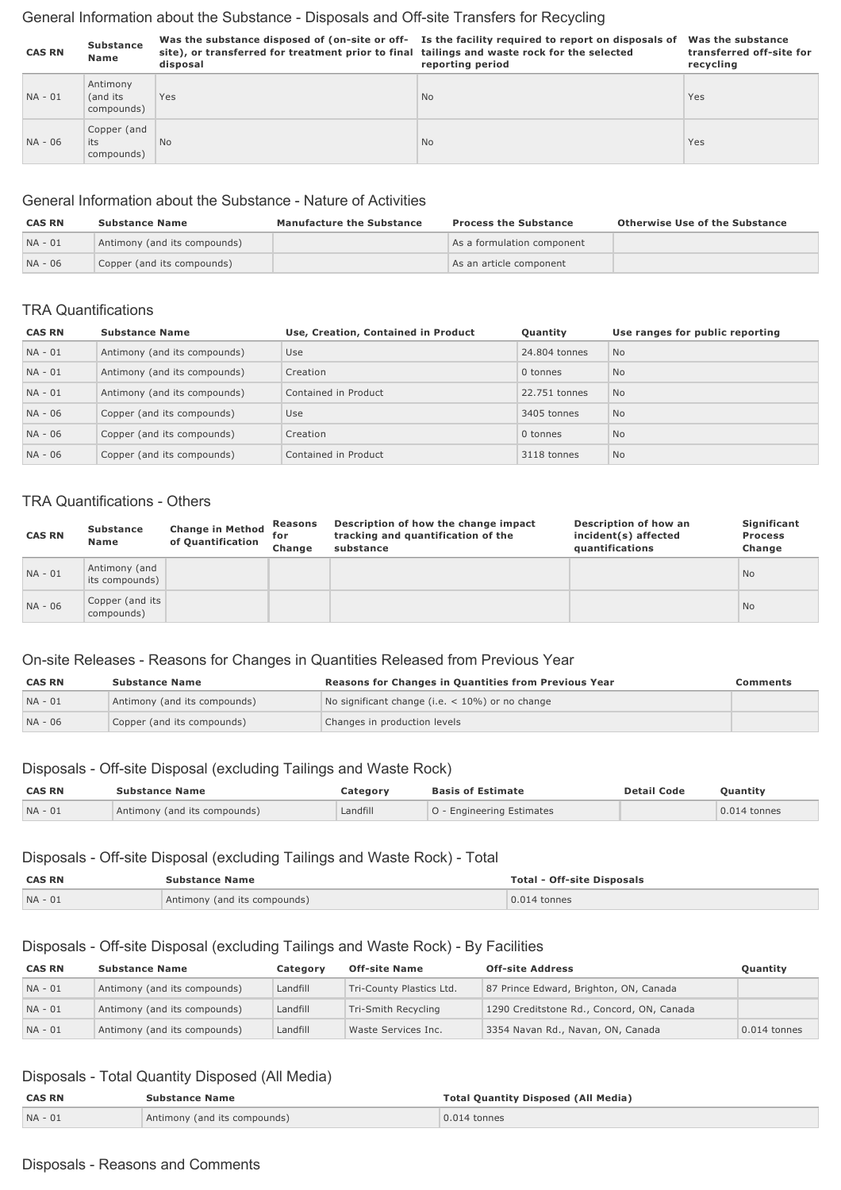## General Information about the Substance - Disposals and Off-site Transfers for Recycling

| CAS RN | Substance Name | Was the substance disposed of (on-site or off-site), or transferred for treatment prior to final disposal | Is the facility required to report on disposals of tailings and waste rock for the selected reporting period | Was the substance transferred off-site for recycling |
|---|---|---|---|---|
| NA - 01 | Antimony (and its compounds) | Yes | No | Yes |
| NA - 06 | Copper (and its compounds) | No | No | Yes |

## General Information about the Substance - Nature of Activities

| CAS RN | Substance Name | Manufacture the Substance | Process the Substance | Otherwise Use of the Substance |
|---|---|---|---|---|
| NA - 01 | Antimony (and its compounds) | | As a formulation component | |
| NA - 06 | Copper (and its compounds) | | As an article component | |

## TRA Quantifications

| CAS RN | Substance Name | Use, Creation, Contained in Product | Quantity | Use ranges for public reporting |
|---|---|---|---|---|
| NA - 01 | Antimony (and its compounds) | Use | 24.804 tonnes | No |
| NA - 01 | Antimony (and its compounds) | Creation | 0 tonnes | No |
| NA - 01 | Antimony (and its compounds) | Contained in Product | 22.751 tonnes | No |
| NA - 06 | Copper (and its compounds) | Use | 3405 tonnes | No |
| NA - 06 | Copper (and its compounds) | Creation | 0 tonnes | No |
| NA - 06 | Copper (and its compounds) | Contained in Product | 3118 tonnes | No |

## TRA Quantifications - Others

| CAS RN | Substance Name | Change in Method of Quantification | Reasons for Change | Description of how the change impact tracking and quantification of the substance | Description of how an incident(s) affected quantifications | Significant Process Change |
|---|---|---|---|---|---|---|
| NA - 01 | Antimony (and its compounds) | | | | | No |
| NA - 06 | Copper (and its compounds) | | | | | No |

## On-site Releases - Reasons for Changes in Quantities Released from Previous Year

| CAS RN | Substance Name | Reasons for Changes in Quantities from Previous Year | Comments |
|---|---|---|---|
| NA - 01 | Antimony (and its compounds) | No significant change (i.e. < 10%) or no change | |
| NA - 06 | Copper (and its compounds) | Changes in production levels | |

## Disposals - Off-site Disposal (excluding Tailings and Waste Rock)

| CAS RN | Substance Name | Category | Basis of Estimate | Detail Code | Quantity |
|---|---|---|---|---|---|
| NA - 01 | Antimony (and its compounds) | Landfill | O - Engineering Estimates | | 0.014 tonnes |

## Disposals - Off-site Disposal (excluding Tailings and Waste Rock) - Total

| CAS RN | Substance Name | Total - Off-site Disposals |
|---|---|---|
| NA - 01 | Antimony (and its compounds) | 0.014 tonnes |

## Disposals - Off-site Disposal (excluding Tailings and Waste Rock) - By Facilities

| CAS RN | Substance Name | Category | Off-site Name | Off-site Address | Quantity |
|---|---|---|---|---|---|
| NA - 01 | Antimony (and its compounds) | Landfill | Tri-County Plastics Ltd. | 87 Prince Edward, Brighton, ON, Canada | |
| NA - 01 | Antimony (and its compounds) | Landfill | Tri-Smith Recycling | 1290 Creditstone Rd., Concord, ON, Canada | |
| NA - 01 | Antimony (and its compounds) | Landfill | Waste Services Inc. | 3354 Navan Rd., Navan, ON, Canada | 0.014 tonnes |

## Disposals - Total Quantity Disposed (All Media)

| CAS RN | Substance Name | Total Quantity Disposed (All Media) |
|---|---|---|
| NA - 01 | Antimony (and its compounds) | 0.014 tonnes |

## Disposals - Reasons and Comments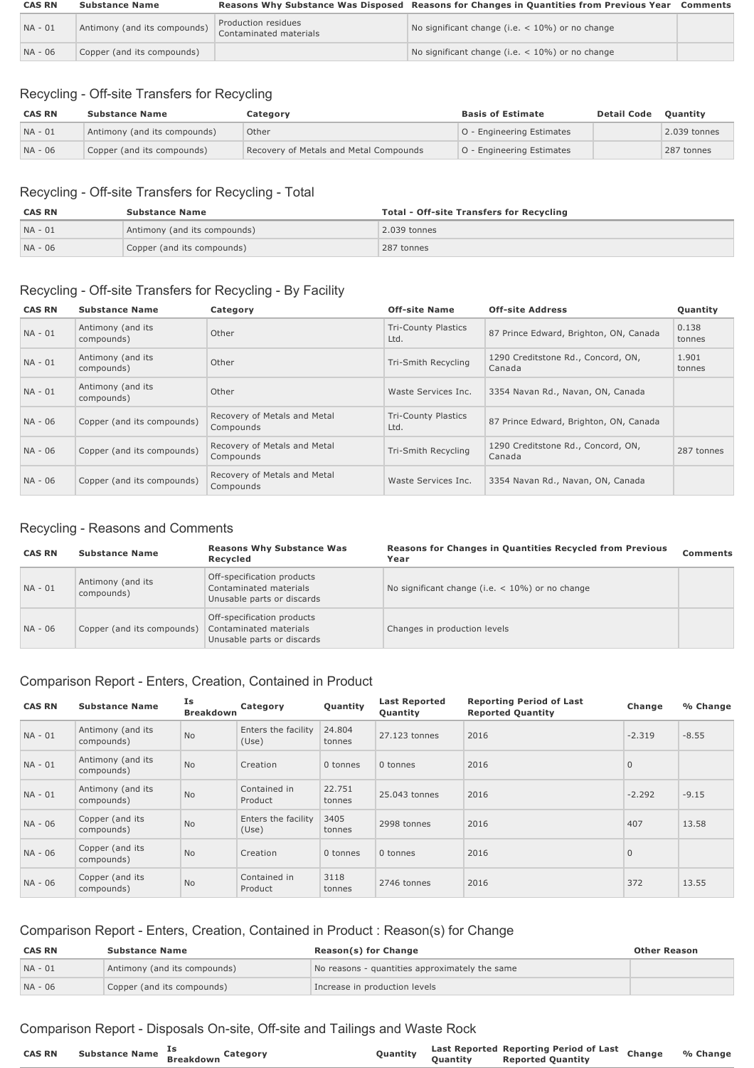| CAS RN | Substance Name | Reasons Why Substance Was Disposed | Reasons for Changes in Quantities from Previous Year | Comments |
| --- | --- | --- | --- | --- |
| NA - 01 | Antimony (and its compounds) | Production residues<br>Contaminated materials | No significant change (i.e. < 10%) or no change | |
| NA - 06 | Copper (and its compounds) | | No significant change (i.e. < 10%) or no change | |

## Recycling - Off-site Transfers for Recycling

| CAS RN | Substance Name | Category | Basis of Estimate | Detail Code | Quantity |
| --- | --- | --- | --- | --- | --- |
| NA - 01 | Antimony (and its compounds) | Other | O - Engineering Estimates | | 2.039 tonnes |
| NA - 06 | Copper (and its compounds) | Recovery of Metals and Metal Compounds | O - Engineering Estimates | | 287 tonnes |

## Recycling - Off-site Transfers for Recycling - Total

| CAS RN | Substance Name | Total - Off-site Transfers for Recycling |
| --- | --- | --- |
| NA - 01 | Antimony (and its compounds) | 2.039 tonnes |
| NA - 06 | Copper (and its compounds) | 287 tonnes |

## Recycling - Off-site Transfers for Recycling - By Facility

| CAS RN | Substance Name | Category | Off-site Name | Off-site Address | Quantity |
| --- | --- | --- | --- | --- | --- |
| NA - 01 | Antimony (and its compounds) | Other | Tri-County Plastics Ltd. | 87 Prince Edward, Brighton, ON, Canada | 0.138 tonnes |
| NA - 01 | Antimony (and its compounds) | Other | Tri-Smith Recycling | 1290 Creditstone Rd., Concord, ON, Canada | 1.901 tonnes |
| NA - 01 | Antimony (and its compounds) | Other | Waste Services Inc. | 3354 Navan Rd., Navan, ON, Canada | |
| NA - 06 | Copper (and its compounds) | Recovery of Metals and Metal Compounds | Tri-County Plastics Ltd. | 87 Prince Edward, Brighton, ON, Canada | |
| NA - 06 | Copper (and its compounds) | Recovery of Metals and Metal Compounds | Tri-Smith Recycling | 1290 Creditstone Rd., Concord, ON, Canada | 287 tonnes |
| NA - 06 | Copper (and its compounds) | Recovery of Metals and Metal Compounds | Waste Services Inc. | 3354 Navan Rd., Navan, ON, Canada | |

## Recycling - Reasons and Comments

| CAS RN | Substance Name | Reasons Why Substance Was Recycled | Reasons for Changes in Quantities Recycled from Previous Year | Comments |
| --- | --- | --- | --- | --- |
| NA - 01 | Antimony (and its compounds) | Off-specification products<br>Contaminated materials<br>Unusable parts or discards | No significant change (i.e. < 10%) or no change | |
| NA - 06 | Copper (and its compounds) | Off-specification products<br>Contaminated materials<br>Unusable parts or discards | Changes in production levels | |

## Comparison Report - Enters, Creation, Contained in Product

| CAS RN | Substance Name | Is Breakdown | Category | Quantity | Last Reported Quantity | Reporting Period of Last Reported Quantity | Change | % Change |
| --- | --- | --- | --- | --- | --- | --- | --- | --- |
| NA - 01 | Antimony (and its compounds) | No | Enters the facility (Use) | 24.804 tonnes | 27.123 tonnes | 2016 | -2.319 | -8.55 |
| NA - 01 | Antimony (and its compounds) | No | Creation | 0 tonnes | 0 tonnes | 2016 | 0 | |
| NA - 01 | Antimony (and its compounds) | No | Contained in Product | 22.751 tonnes | 25.043 tonnes | 2016 | -2.292 | -9.15 |
| NA - 06 | Copper (and its compounds) | No | Enters the facility (Use) | 3405 tonnes | 2998 tonnes | 2016 | 407 | 13.58 |
| NA - 06 | Copper (and its compounds) | No | Creation | 0 tonnes | 0 tonnes | 2016 | 0 | |
| NA - 06 | Copper (and its compounds) | No | Contained in Product | 3118 tonnes | 2746 tonnes | 2016 | 372 | 13.55 |

## Comparison Report - Enters, Creation, Contained in Product : Reason(s) for Change

| CAS RN | Substance Name | Reason(s) for Change | Other Reason |
| --- | --- | --- | --- |
| NA - 01 | Antimony (and its compounds) | No reasons - quantities approximately the same | |
| NA - 06 | Copper (and its compounds) | Increase in production levels | |

## Comparison Report - Disposals On-site, Off-site and Tailings and Waste Rock

| CAS RN | Substance Name | Is Breakdown | Category | Quantity | Last Reported Quantity | Reporting Period of Last Reported Quantity | Change | % Change |
| --- | --- | --- | --- | --- | --- | --- | --- | --- |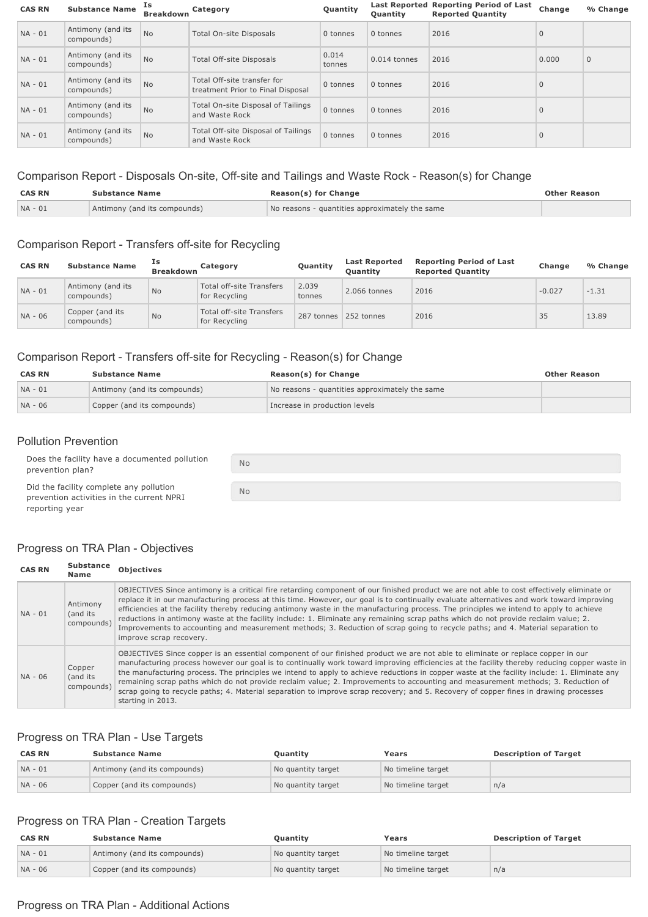| CAS RN | Substance Name | Is Breakdown | Category | Quantity | Last Reported Quantity | Reporting Period of Last Reported Quantity | Change | % Change |
|---|---|---|---|---|---|---|---|---|
| NA - 01 | Antimony (and its compounds) | No | Total On-site Disposals | 0 tonnes | 0 tonnes | 2016 | 0 | |
| NA - 01 | Antimony (and its compounds) | No | Total Off-site Disposals | 0.014 tonnes | 0.014 tonnes | 2016 | 0.000 | 0 |
| NA - 01 | Antimony (and its compounds) | No | Total Off-site transfer for treatment Prior to Final Disposal | 0 tonnes | 0 tonnes | 2016 | 0 | |
| NA - 01 | Antimony (and its compounds) | No | Total On-site Disposal of Tailings and Waste Rock | 0 tonnes | 0 tonnes | 2016 | 0 | |
| NA - 01 | Antimony (and its compounds) | No | Total Off-site Disposal of Tailings and Waste Rock | 0 tonnes | 0 tonnes | 2016 | 0 | |

## Comparison Report - Disposals On-site, Off-site and Tailings and Waste Rock - Reason(s) for Change

| CAS RN | Substance Name | Reason(s) for Change | Other Reason |
|---|---|---|---|
| NA - 01 | Antimony (and its compounds) | No reasons - quantities approximately the same | |

## Comparison Report - Transfers off-site for Recycling

| CAS RN | Substance Name | Is Breakdown | Category | Quantity | Last Reported Quantity | Reporting Period of Last Reported Quantity | Change | % Change |
|---|---|---|---|---|---|---|---|---|
| NA - 01 | Antimony (and its compounds) | No | Total off-site Transfers for Recycling | 2.039 tonnes | 2.066 tonnes | 2016 | -0.027 | -1.31 |
| NA - 06 | Copper (and its compounds) | No | Total off-site Transfers for Recycling | 287 tonnes | 252 tonnes | 2016 | 35 | 13.89 |

## Comparison Report - Transfers off-site for Recycling - Reason(s) for Change

| CAS RN | Substance Name | Reason(s) for Change | Other Reason |
|---|---|---|---|
| NA - 01 | Antimony (and its compounds) | No reasons - quantities approximately the same | |
| NA - 06 | Copper (and its compounds) | Increase in production levels | |

## Pollution Prevention

| | |
|---|---|
| Does the facility have a documented pollution prevention plan? | No |
| Did the facility complete any pollution prevention activities in the current NPRI reporting year | No |

## Progress on TRA Plan - Objectives

| CAS RN | Substance Name | Objectives |
|---|---|---|
| NA - 01 | Antimony (and its compounds) | OBJECTIVES Since antimony is a critical fire retarding component of our finished product we are not able to cost effectively eliminate or replace it in our manufacturing process at this time. However, our goal is to continually evaluate alternatives and work toward improving efficiencies at the facility thereby reducing antimony waste in the manufacturing process. The principles we intend to apply to achieve reductions in antimony waste at the facility include: 1. Eliminate any remaining scrap paths which do not provide reclaim value; 2. Improvements to accounting and measurement methods; 3. Reduction of scrap going to recycle paths; and 4. Material separation to improve scrap recovery. |
| NA - 06 | Copper (and its compounds) | OBJECTIVES Since copper is an essential component of our finished product we are not able to eliminate or replace copper in our manufacturing process however our goal is to continually work toward improving efficiencies at the facility thereby reducing copper waste in the manufacturing process. The principles we intend to apply to achieve reductions in copper waste at the facility include: 1. Eliminate any remaining scrap paths which do not provide reclaim value; 2. Improvements to accounting and measurement methods; 3. Reduction of scrap going to recycle paths; 4. Material separation to improve scrap recovery; and 5. Recovery of copper fines in drawing processes starting in 2013. |

## Progress on TRA Plan - Use Targets

| CAS RN | Substance Name | Quantity | Years | Description of Target |
|---|---|---|---|---|
| NA - 01 | Antimony (and its compounds) | No quantity target | No timeline target | |
| NA - 06 | Copper (and its compounds) | No quantity target | No timeline target | n/a |

## Progress on TRA Plan - Creation Targets

| CAS RN | Substance Name | Quantity | Years | Description of Target |
|---|---|---|---|---|
| NA - 01 | Antimony (and its compounds) | No quantity target | No timeline target | |
| NA - 06 | Copper (and its compounds) | No quantity target | No timeline target | n/a |

## Progress on TRA Plan - Additional Actions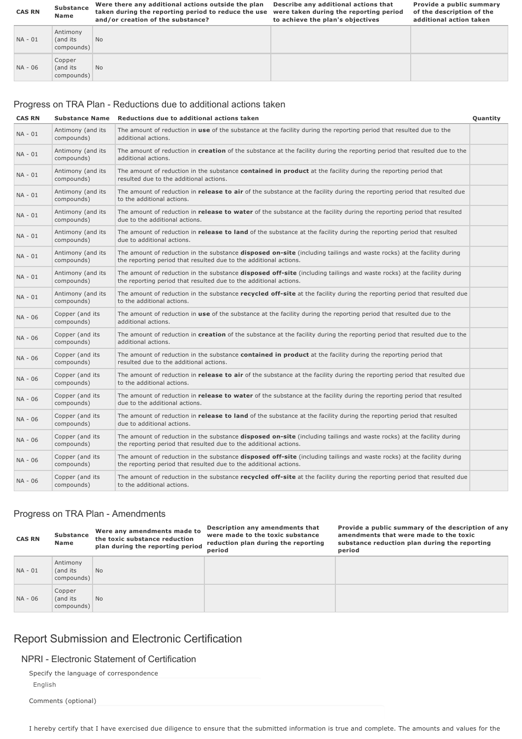| CAS RN | Substance Name | Were there any additional actions outside the plan taken during the reporting period to reduce the use and/or creation of the substance? | Describe any additional actions that were taken during the reporting period to achieve the plan's objectives | Provide a public summary of the description of the additional action taken |
|---|---|---|---|---|
| NA - 01 | Antimony (and its compounds) | No | | |
| NA - 06 | Copper (and its compounds) | No | | |

## Progress on TRA Plan - Reductions due to additional actions taken

| CAS RN | Substance Name | Reductions due to additional actions taken | Quantity |
|---|---|---|---|
| NA - 01 | Antimony (and its compounds) | The amount of reduction in **use** of the substance at the facility during the reporting period that resulted due to the additional actions. | |
| NA - 01 | Antimony (and its compounds) | The amount of reduction in **creation** of the substance at the facility during the reporting period that resulted due to the additional actions. | |
| NA - 01 | Antimony (and its compounds) | The amount of reduction in the substance **contained in product** at the facility during the reporting period that resulted due to the additional actions. | |
| NA - 01 | Antimony (and its compounds) | The amount of reduction in **release to air** of the substance at the facility during the reporting period that resulted due to the additional actions. | |
| NA - 01 | Antimony (and its compounds) | The amount of reduction in **release to water** of the substance at the facility during the reporting period that resulted due to the additional actions. | |
| NA - 01 | Antimony (and its compounds) | The amount of reduction in **release to land** of the substance at the facility during the reporting period that resulted due to additional actions. | |
| NA - 01 | Antimony (and its compounds) | The amount of reduction in the substance **disposed on-site** (including tailings and waste rocks) at the facility during the reporting period that resulted due to the additional actions. | |
| NA - 01 | Antimony (and its compounds) | The amount of reduction in the substance **disposed off-site** (including tailings and waste rocks) at the facility during the reporting period that resulted due to the additional actions. | |
| NA - 01 | Antimony (and its compounds) | The amount of reduction in the substance **recycled off-site** at the facility during the reporting period that resulted due to the additional actions. | |
| NA - 06 | Copper (and its compounds) | The amount of reduction in **use** of the substance at the facility during the reporting period that resulted due to the additional actions. | |
| NA - 06 | Copper (and its compounds) | The amount of reduction in **creation** of the substance at the facility during the reporting period that resulted due to the additional actions. | |
| NA - 06 | Copper (and its compounds) | The amount of reduction in the substance **contained in product** at the facility during the reporting period that resulted due to the additional actions. | |
| NA - 06 | Copper (and its compounds) | The amount of reduction in **release to air** of the substance at the facility during the reporting period that resulted due to the additional actions. | |
| NA - 06 | Copper (and its compounds) | The amount of reduction in **release to water** of the substance at the facility during the reporting period that resulted due to the additional actions. | |
| NA - 06 | Copper (and its compounds) | The amount of reduction in **release to land** of the substance at the facility during the reporting period that resulted due to additional actions. | |
| NA - 06 | Copper (and its compounds) | The amount of reduction in the substance **disposed on-site** (including tailings and waste rocks) at the facility during the reporting period that resulted due to the additional actions. | |
| NA - 06 | Copper (and its compounds) | The amount of reduction in the substance **disposed off-site** (including tailings and waste rocks) at the facility during the reporting period that resulted due to the additional actions. | |
| NA - 06 | Copper (and its compounds) | The amount of reduction in the substance **recycled off-site** at the facility during the reporting period that resulted due to the additional actions. | |

## Progress on TRA Plan - Amendments

| CAS RN | Substance Name | Were any amendments made to the toxic substance reduction plan during the reporting period | Description any amendments that were made to the toxic substance reduction plan during the reporting period | Provide a public summary of the description of any amendments that were made to the toxic substance reduction plan during the reporting period |
|---|---|---|---|---|
| NA - 01 | Antimony (and its compounds) | No | | |
| NA - 06 | Copper (and its compounds) | No | | |

# Report Submission and Electronic Certification

## NPRI - Electronic Statement of Certification

Specify the language of correspondence

English

Comments (optional)

I hereby certify that I have exercised due diligence to ensure that the submitted information is true and complete. The amounts and values for the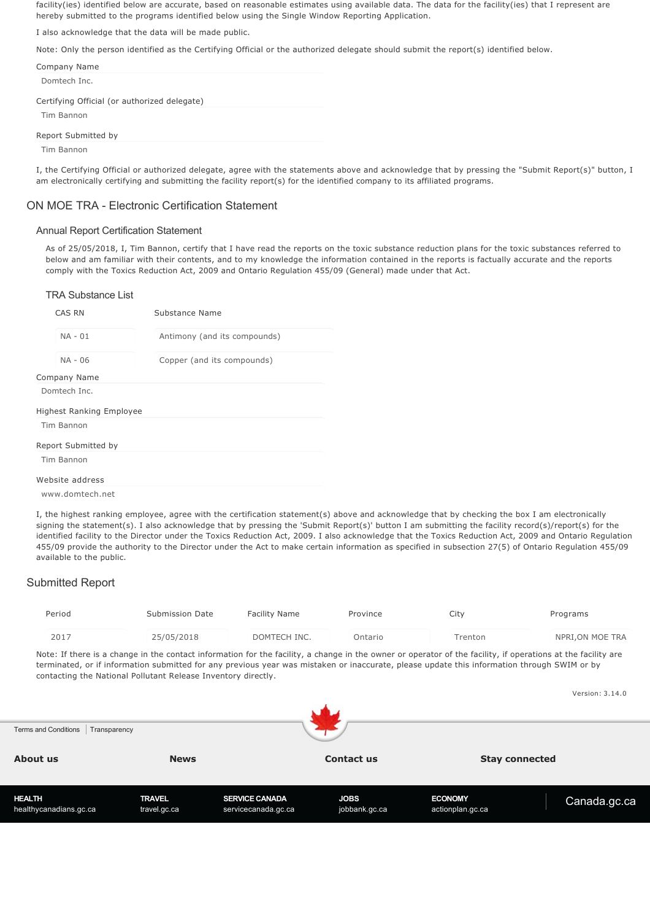facility(ies) identified below are accurate, based on reasonable estimates using available data. The data for the facility(ies) that I represent are hereby submitted to the programs identified below using the Single Window Reporting Application.

I also acknowledge that the data will be made public.

Note: Only the person identified as the Certifying Official or the authorized delegate should submit the report(s) identified below.

Company Name

Domtech Inc.

Certifying Official (or authorized delegate)

Tim Bannon

Report Submitted by

Tim Bannon

I, the Certifying Official or authorized delegate, agree with the statements above and acknowledge that by pressing the "Submit Report(s)" button, I am electronically certifying and submitting the facility report(s) for the identified company to its affiliated programs.

## ON MOE TRA - Electronic Certification Statement

### Annual Report Certification Statement

As of 25/05/2018, I, Tim Bannon, certify that I have read the reports on the toxic substance reduction plans for the toxic substances referred to below and am familiar with their contents, and to my knowledge the information contained in the reports is factually accurate and the reports comply with the Toxics Reduction Act, 2009 and Ontario Regulation 455/09 (General) made under that Act.

#### TRA Substance List

| CAS RN | Substance Name |
|---|---|
| NA - 01 | Antimony (and its compounds) |
| NA - 06 | Copper (and its compounds) |

Company Name

Domtech Inc.

Highest Ranking Employee

Tim Bannon

Report Submitted by

Tim Bannon

Website address

www.domtech.net

I, the highest ranking employee, agree with the certification statement(s) above and acknowledge that by checking the box I am electronically signing the statement(s). I also acknowledge that by pressing the 'Submit Report(s)' button I am submitting the facility record(s)/report(s) for the identified facility to the Director under the Toxics Reduction Act, 2009. I also acknowledge that the Toxics Reduction Act, 2009 and Ontario Regulation 455/09 provide the authority to the Director under the Act to make certain information as specified in subsection 27(5) of Ontario Regulation 455/09 available to the public.

## Submitted Report

| Period | Submission Date | Facility Name | Province | City | Programs |
|---|---|---|---|---|---|
| 2017 | 25/05/2018 | DOMTECH INC. | Ontario | Trenton | NPRI,ON MOE TRA |

Note: If there is a change in the contact information for the facility, a change in the owner or operator of the facility, if operations at the facility are terminated, or if information submitted for any previous year was mistaken or inaccurate, please update this information through SWIM or by contacting the National Pollutant Release Inventory directly.

Version: 3.14.0

Terms and Conditions | Transparency

**About us** **News** **Contact us** **Stay connected**

**HEALTH** healthycanadians.gc.ca **TRAVEL** travel.gc.ca **SERVICE CANADA** servicecanada.gc.ca **JOBS** jobbank.gc.ca **ECONOMY** actionplan.gc.ca Canada.gc.ca